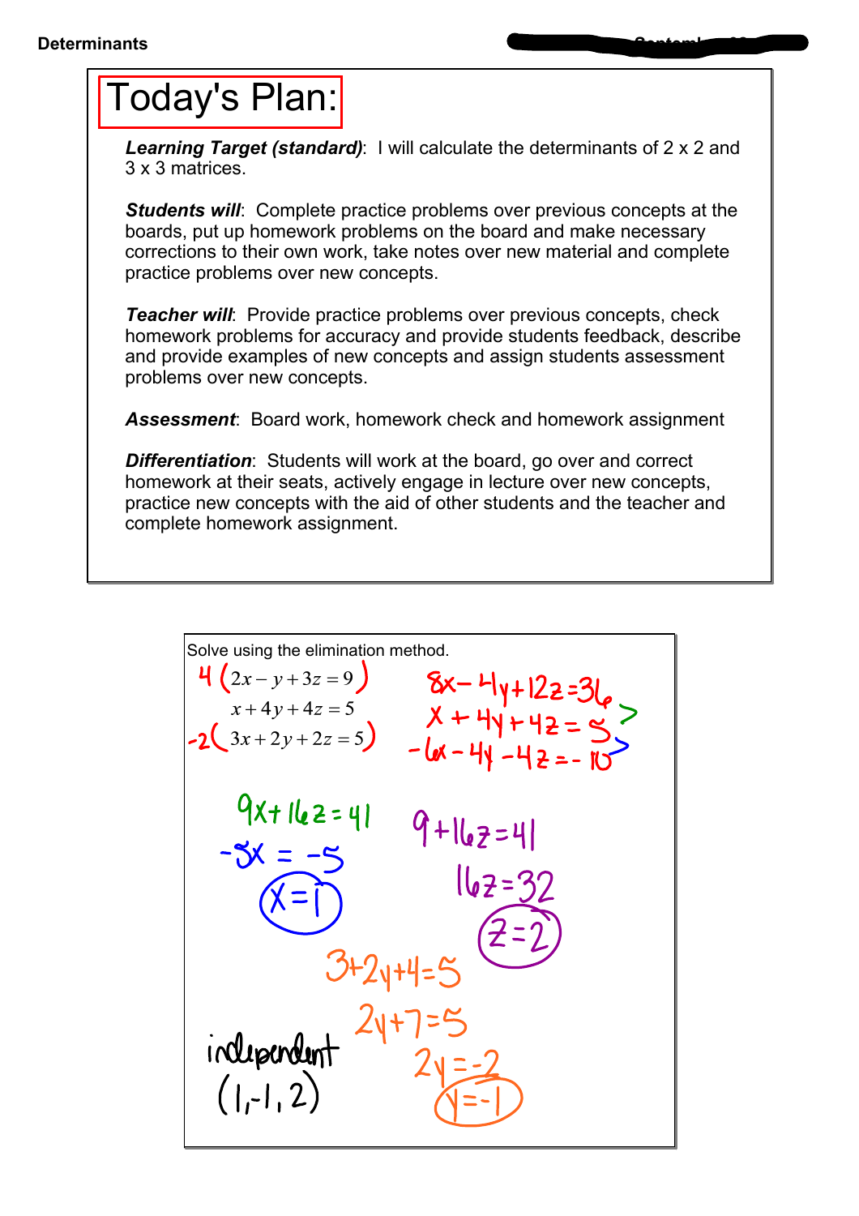Determinants

# Today's Plan:

***Learning Target (standard)***: I will calculate the determinants of 2 x 2 and 3 x 3 matrices.

***Students will***: Complete practice problems over previous concepts at the boards, put up homework problems on the board and make necessary corrections to their own work, take notes over new material and complete practice problems over new concepts.

***Teacher will***: Provide practice problems over previous concepts, check homework problems for accuracy and provide students feedback, describe and provide examples of new concepts and assign students assessment problems over new concepts.

***Assessment***: Board work, homework check and homework assignment

***Differentiation***: Students will work at the board, go over and correct homework at their seats, actively engage in lecture over new concepts, practice new concepts with the aid of other students and the teacher and complete homework assignment.

---

Solve using the elimination method.

$4(2x - y + 3z = 9)$

$x + 4y + 4z = 5$

$-2(3x + 2y + 2z = 5)$

$8x - 4y + 12z = 36$

$x + 4y + 4z = 5$

$-6x - 4y - 4z = -10$

$9x + 16z = 41$

$-5x = -5$

$x = 1$

$9 + 16z = 41$

$16z = 32$

$z = 2$

$3 + 2y + 4 = 5$

$2y + 7 = 5$

$2y = -2$

$y = -1$

independent

$(1, -1, 2)$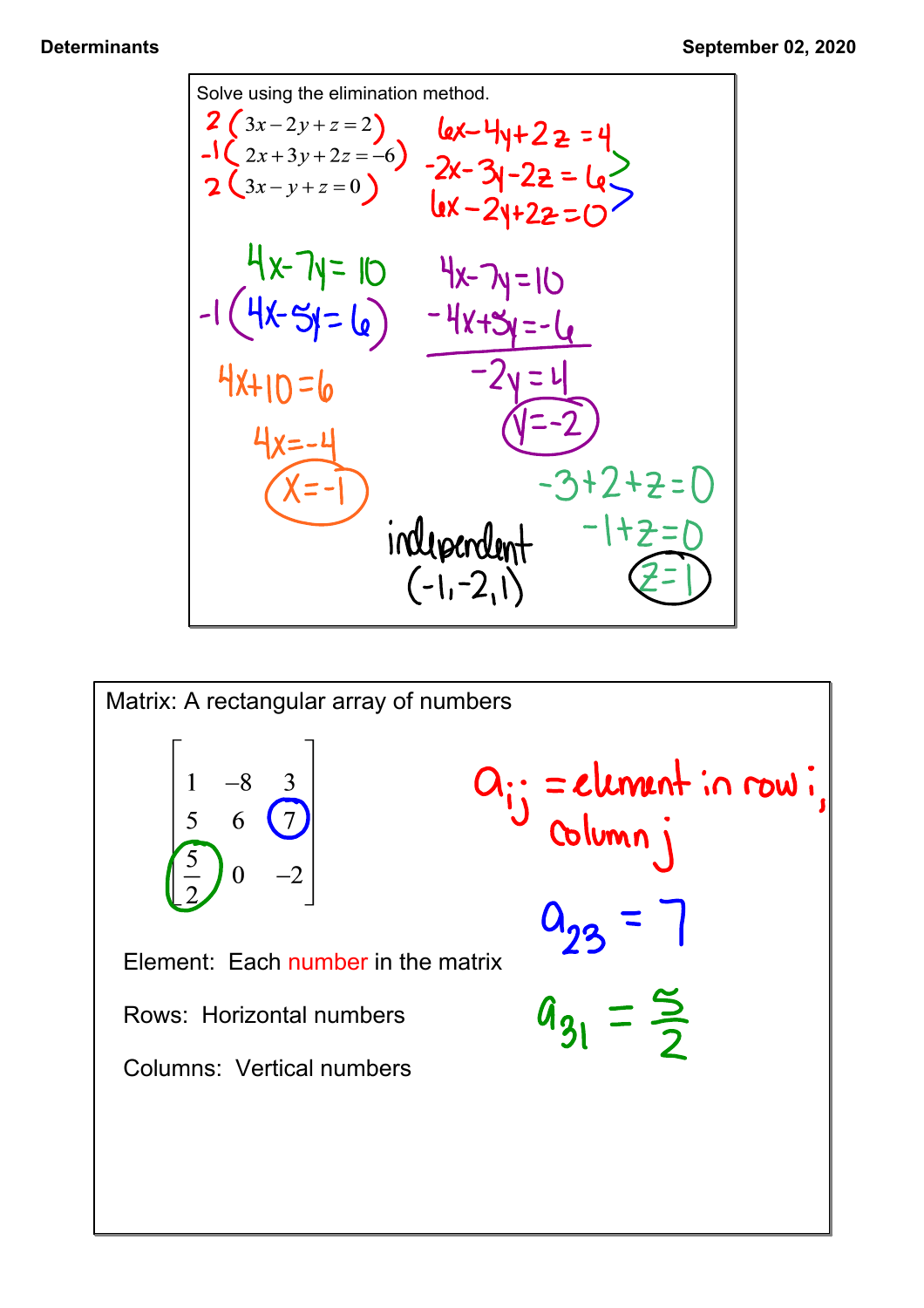Solve using the elimination method.

$$2(3x - 2y + z = 2)$$
$$-1(2x + 3y + 2z = -6)$$
$$2(3x - y + z = 0)$$

$6x - 4y + 2z = 4$

$-2x - 3y - 2z = 6$

$6x - 2y + 2z = 0$

$4x - 7y = 10$

$-1(4x - 5y = 6)$

$4x - 7y = 10$

$-4x + 5y = -6$

$-2y = 4$

$y = -2$

$4x + 10 = 6$

$4x = -4$

$x = -1$

$-3 + 2 + z = 0$

$-1 + z = 0$

$z = 1$

independent

$(-1, -2, 1)$

---

Matrix: A rectangular array of numbers

$$\begin{bmatrix} 1 & -8 & 3 \\ 5 & 6 & 7 \\ \frac{5}{2} & 0 & -2 \end{bmatrix}$$

$a_{ij}$ = element in row $i$, column $j$

$a_{23} = 7$

$a_{31} = \frac{5}{2}$

Element: Each number in the matrix

Rows: Horizontal numbers

Columns: Vertical numbers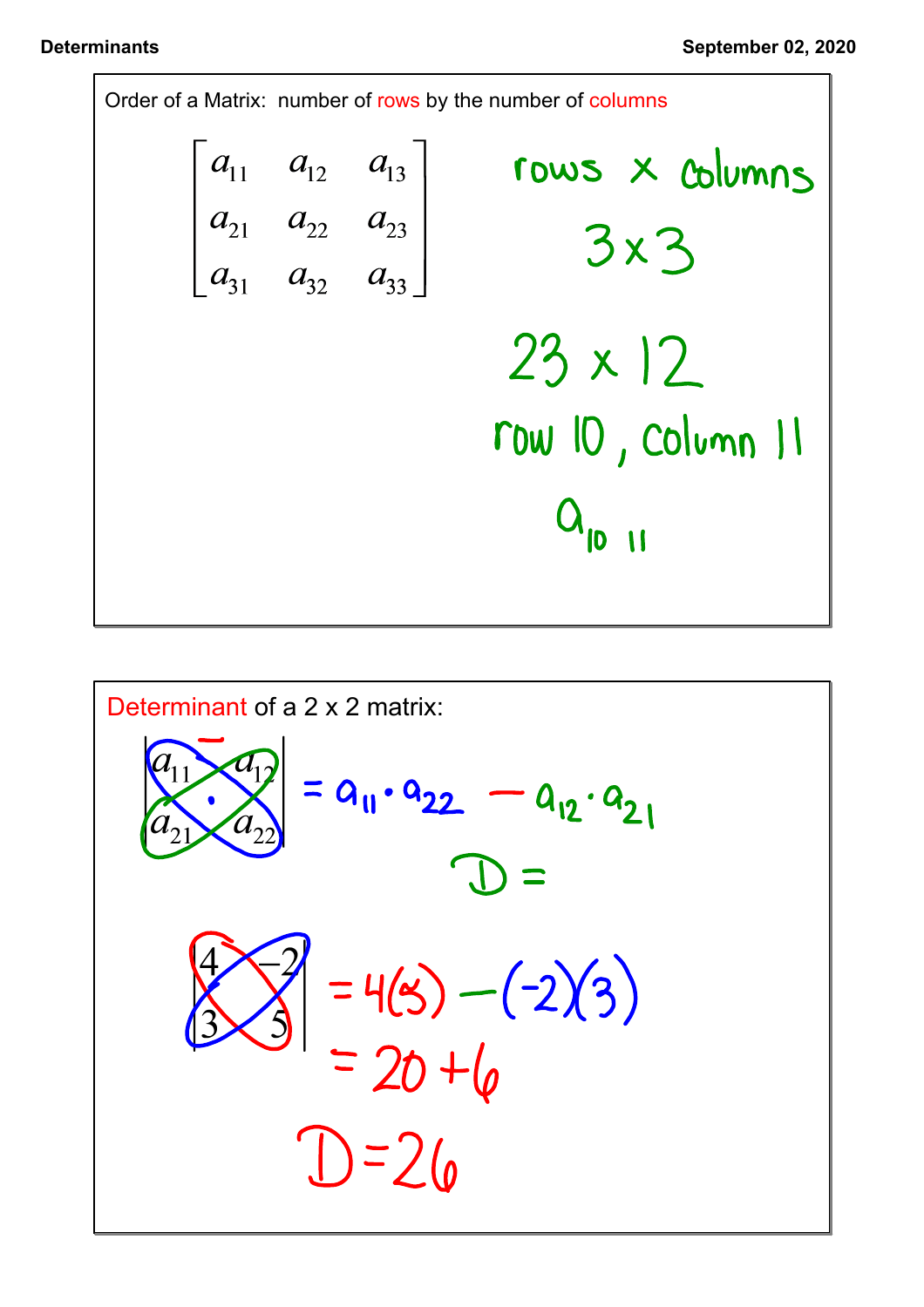Order of a Matrix: number of rows by the number of columns

$$\begin{bmatrix} a_{11} & a_{12} & a_{13} \\ a_{21} & a_{22} & a_{23} \\ a_{31} & a_{32} & a_{33} \end{bmatrix}$$

rows x columns

$3 \times 3$

$23 \times 12$

row 10, column 11

$a_{10\ 11}$

Determinant of a 2 x 2 matrix:

$$\begin{vmatrix} a_{11} & a_{12} \\ a_{21} & a_{22} \end{vmatrix} = a_{11} \cdot a_{22} - a_{12} \cdot a_{21}$$

$D =$

$$\begin{vmatrix} 4 & -2 \\ 3 & 5 \end{vmatrix} = 4(5) - (-2)(3)$$

$= 20 + 6$

$D = 26$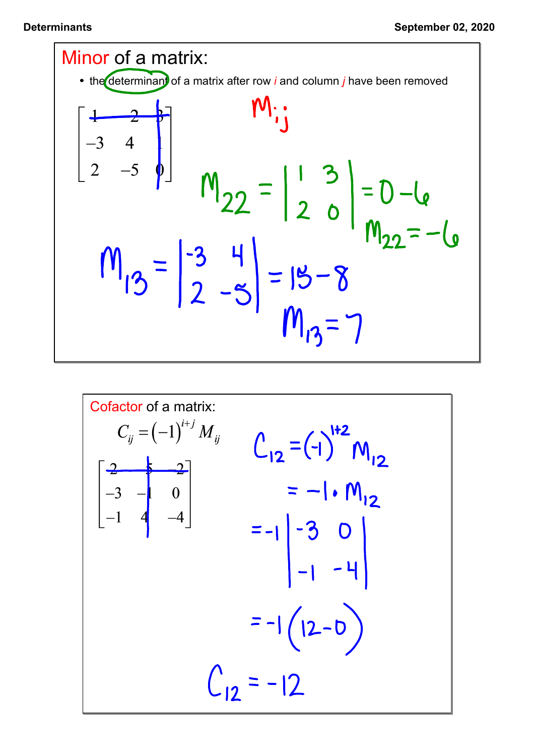## Minor of a matrix:

- the determinant of a matrix after row *i* and column *j* have been removed

$$\begin{bmatrix} 1 & 2 & 3 \\ -3 & 4 & 1 \\ 2 & -5 & 0 \end{bmatrix}$$

$M_{ij}$

$$M_{22} = \begin{vmatrix} 1 & 3 \\ 2 & 0 \end{vmatrix} = 0 - 6$$

$$M_{22} = -6$$

$$M_{13} = \begin{vmatrix} -3 & 4 \\ 2 & -5 \end{vmatrix} = 15 - 8$$

$$M_{13} = 7$$

## Cofactor of a matrix:

$$C_{ij} = (-1)^{i+j} M_{ij}$$

$$\begin{bmatrix} 2 & 5 & 2 \\ -3 & -1 & 0 \\ -1 & 4 & -4 \end{bmatrix}$$

$$C_{12} = (-1)^{1+2} M_{12}$$

$$= -1 \cdot M_{12}$$

$$= -1 \begin{vmatrix} -3 & 0 \\ -1 & -4 \end{vmatrix}$$

$$= -1(12 - 0)$$

$$C_{12} = -12$$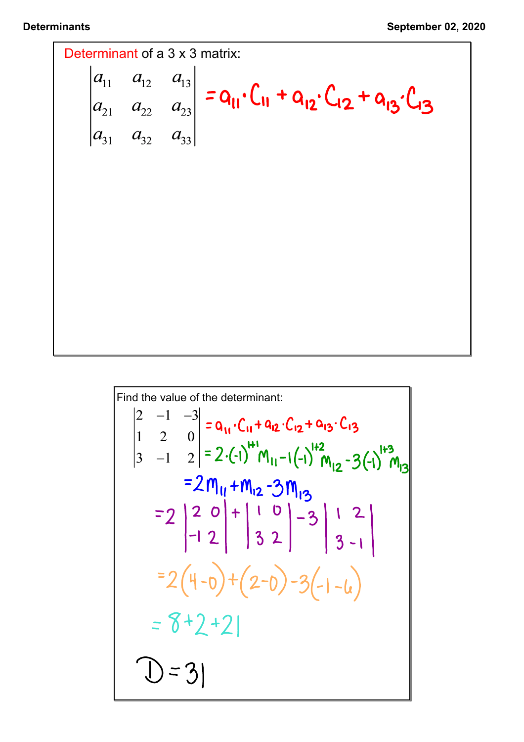Determinant of a 3 x 3 matrix:

$$\begin{vmatrix} a_{11} & a_{12} & a_{13} \\ a_{21} & a_{22} & a_{23} \\ a_{31} & a_{32} & a_{33} \end{vmatrix} = a_{11} \cdot C_{11} + a_{12} \cdot C_{12} + a_{13} \cdot C_{13}$$

Find the value of the determinant:

$$\begin{vmatrix} 2 & -1 & -3 \\ 1 & 2 & 0 \\ 3 & -1 & 2 \end{vmatrix} = a_{11} \cdot C_{11} + a_{12} \cdot C_{12} + a_{13} \cdot C_{13}$$

$$= 2 \cdot (-1)^{1+1} M_{11} - 1(-1)^{1+2} M_{12} - 3(-1)^{1+3} M_{13}$$

$$= 2M_{11} + M_{12} - 3M_{13}$$

$$= 2\begin{vmatrix} 2 & 0 \\ -1 & 2 \end{vmatrix} + \begin{vmatrix} 1 & 0 \\ 3 & 2 \end{vmatrix} - 3\begin{vmatrix} 1 & 2 \\ 3 & -1 \end{vmatrix}$$

$$= 2(4-0) + (2-0) - 3(-1-6)$$

$$= 8 + 2 + 21$$

$$D = 31$$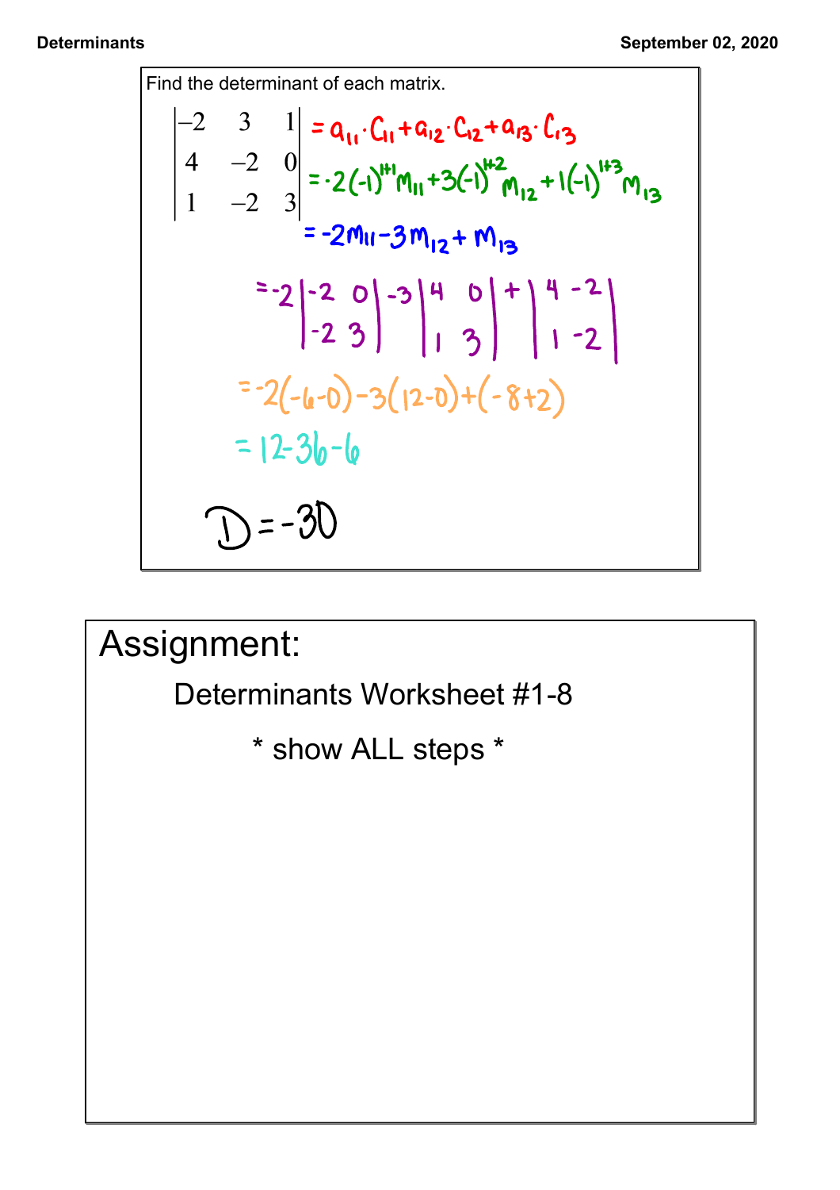Find the determinant of each matrix.

$$\begin{vmatrix} -2 & 3 & 1 \\ 4 & -2 & 0 \\ 1 & -2 & 3 \end{vmatrix} = a_{11} \cdot C_{11} + a_{12} \cdot C_{12} + a_{13} \cdot C_{13}$$

$$= -2(-1)^{1+1}M_{11} + 3(-1)^{1+2}M_{12} + 1(-1)^{1+3}M_{13}$$

$$= -2M_{11} - 3M_{12} + M_{13}$$

$$= -2\begin{vmatrix} -2 & 0 \\ -2 & 3 \end{vmatrix} - 3\begin{vmatrix} 4 & 0 \\ 1 & 3 \end{vmatrix} + \begin{vmatrix} 4 & -2 \\ 1 & -2 \end{vmatrix}$$

$$= -2(-6-0) - 3(12-0) + (-8+2)$$

$$= 12 - 36 - 6$$

$$D = -30$$

# Assignment:

Determinants Worksheet #1-8

* show ALL steps *